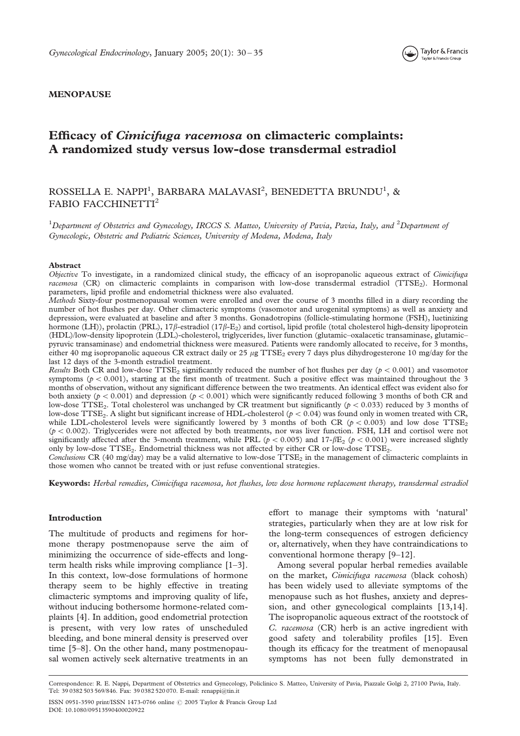**MENOPAUSE**

# Efficacy of *Cimicifuga racemosa* on climacteric complaints: A randomized study versus low-dose transdermal estradiol

ROSSELLA E. NAPPI[1], BARBARA MALAVASI[2], BENEDETTA BRUNDU[1], & FABIO FACCHINETTI[2]

[1]*Department of Obstetrics and Gynecology, IRCCS S. Matteo, University of Pavia, Pavia, Italy, and* [2]*Department of Gynecologic, Obstetric and Pediatric Sciences, University of Modena, Modena, Italy*

## Abstract

*Objective* To investigate, in a randomized clinical study, the efficacy of an isopropanolic aqueous extract of *Cimicifuga racemosa* (CR) on climacteric complaints in comparison with low-dose transdermal estradiol ($TTSE_2$). Hormonal parameters, lipid profile and endometrial thickness were also evaluated.

*Methods* Sixty-four postmenopausal women were enrolled and over the course of 3 months filled in a diary recording the number of hot flushes per day. Other climacteric symptoms (vasomotor and urogenital symptoms) as well as anxiety and depression, were evaluated at baseline and after 3 months. Gonadotropins (follicle-stimulating hormone (FSH), luetinizing hormone (LH)), prolactin (PRL), 17$\beta$-estradiol (17$\beta$-$E_2$) and cortisol, lipid profile (total cholesterol high-density lipoprotein (HDL)/low-density lipoprotein (LDL)-cholesterol, triglycerides, liver function (glutamic–oxalacetic transaminase, glutamic–pyruvic transaminase) and endometrial thickness were measured. Patients were randomly allocated to receive, for 3 months, either 40 mg isopropanolic aqueous CR extract daily or 25 $\mu$g $TTSE_2$ every 7 days plus dihydrogesterone 10 mg/day for the last 12 days of the 3-month estradiol treatment.

*Results* Both CR and low-dose $TTSE_2$ significantly reduced the number of hot flushes per day ($p < 0.001$) and vasomotor symptoms ($p < 0.001$), starting at the first month of treatment. Such a positive effect was maintained throughout the 3 months of observation, without any significant difference between the two treatments. An identical effect was evident also for both anxiety ($p < 0.001$) and depression ($p < 0.001$) which were significantly reduced following 3 months of both CR and low-dose $TTSE_2$. Total cholesterol was unchanged by CR treatment but significantly ($p < 0.033$) reduced by 3 months of low-dose $TTSE_2$. A slight but significant increase of HDL-cholesterol ($p < 0.04$) was found only in women treated with CR, while LDL-cholesterol levels were significantly lowered by 3 months of both CR ($p < 0.003$) and low dose $TTSE_2$ ($p < 0.002$). Triglycerides were not affected by both treatments, nor was liver function. FSH, LH and cortisol were not significantly affected after the 3-month treatment, while PRL ($p < 0.005$) and 17-$\beta E_2$ ($p < 0.001$) were increased slightly only by low-dose $TTSE_2$. Endometrial thickness was not affected by either CR or low-dose $TTSE_2$.

*Conclusions* CR (40 mg/day) may be a valid alternative to low-dose $TTSE_2$ in the management of climacteric complaints in those women who cannot be treated with or just refuse conventional strategies.

**Keywords:** *Herbal remedies, Cimicifuga racemosa, hot flushes, low dose hormone replacement therapy, transdermal estradiol*

## Introduction

The multitude of products and regimens for hormone therapy postmenopause serve the aim of minimizing the occurrence of side-effects and long-term health risks while improving compliance [1–3]. In this context, low-dose formulations of hormone therapy seem to be highly effective in treating climacteric symptoms and improving quality of life, without inducing bothersome hormone-related complaints [4]. In addition, good endometrial protection is present, with very low rates of unscheduled bleeding, and bone mineral density is preserved over time [5–8]. On the other hand, many postmenopausal women actively seek alternative treatments in an effort to manage their symptoms with 'natural' strategies, particularly when they are at low risk for the long-term consequences of estrogen deficiency or, alternatively, when they have contraindications to conventional hormone therapy [9–12].

Among several popular herbal remedies available on the market, *Cimicifuga racemosa* (black cohosh) has been widely used to alleviate symptoms of the menopause such as hot flushes, anxiety and depression, and other gynecological complaints [13,14]. The isopropanolic aqueous extract of the rootstock of *C. racemosa* (CR) herb is an active ingredient with good safety and tolerability profiles [15]. Even though its efficacy for the treatment of menopausal symptoms has not been fully demonstrated in

Correspondence: R. E. Nappi, Department of Obstetrics and Gynecology, Policlinico S. Matteo, University of Pavia, Piazzale Golgi 2, 27100 Pavia, Italy. Tel: 39 0382 503 569/846. Fax: 39 0382 520 070. E-mail: renappi@tin.it

ISSN 0951-3590 print/ISSN 1473-0766 online © 2005 Taylor & Francis Group Ltd
DOI: 10.1080/09513590400020922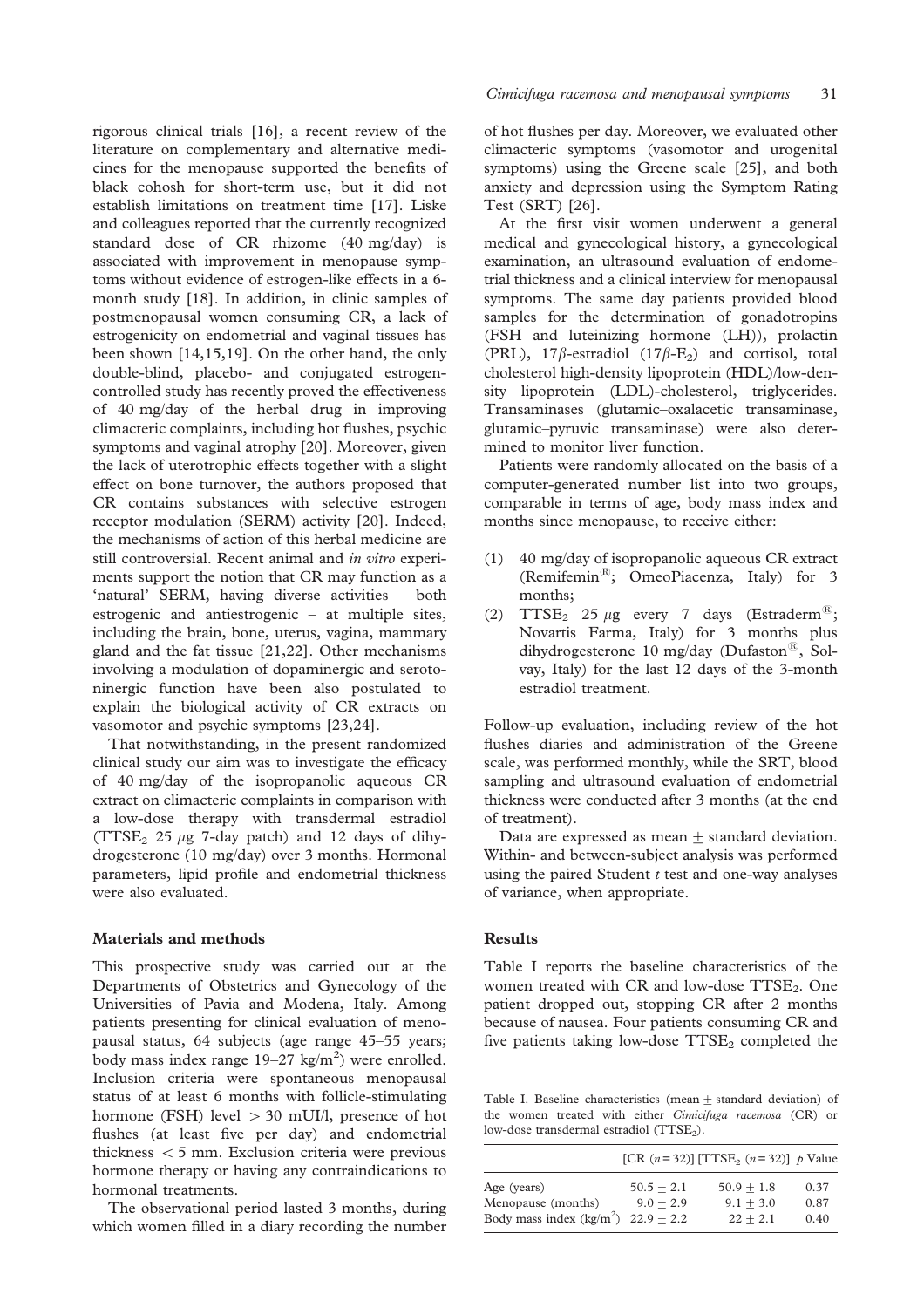rigorous clinical trials [16], a recent review of the literature on complementary and alternative medicines for the menopause supported the benefits of black cohosh for short-term use, but it did not establish limitations on treatment time [17]. Liske and colleagues reported that the currently recognized standard dose of CR rhizome (40 mg/day) is associated with improvement in menopause symptoms without evidence of estrogen-like effects in a 6-month study [18]. In addition, in clinic samples of postmenopausal women consuming CR, a lack of estrogenicity on endometrial and vaginal tissues has been shown [14,15,19]. On the other hand, the only double-blind, placebo- and conjugated estrogen-controlled study has recently proved the effectiveness of 40 mg/day of the herbal drug in improving climacteric complaints, including hot flushes, psychic symptoms and vaginal atrophy [20]. Moreover, given the lack of uterotrophic effects together with a slight effect on bone turnover, the authors proposed that CR contains substances with selective estrogen receptor modulation (SERM) activity [20]. Indeed, the mechanisms of action of this herbal medicine are still controversial. Recent animal and *in vitro* experiments support the notion that CR may function as a 'natural' SERM, having diverse activities – both estrogenic and antiestrogenic – at multiple sites, including the brain, bone, uterus, vagina, mammary gland and the fat tissue [21,22]. Other mechanisms involving a modulation of dopaminergic and serotoninergic function have been also postulated to explain the biological activity of CR extracts on vasomotor and psychic symptoms [23,24].

That notwithstanding, in the present randomized clinical study our aim was to investigate the efficacy of 40 mg/day of the isopropanolic aqueous CR extract on climacteric complaints in comparison with a low-dose therapy with transdermal estradiol ($TTSE_2$ 25 $\mu$g 7-day patch) and 12 days of dihydrogesterone (10 mg/day) over 3 months. Hormonal parameters, lipid profile and endometrial thickness were also evaluated.

## Materials and methods

This prospective study was carried out at the Departments of Obstetrics and Gynecology of the Universities of Pavia and Modena, Italy. Among patients presenting for clinical evaluation of menopausal status, 64 subjects (age range 45–55 years; body mass index range 19–27 kg/m$^2$) were enrolled. Inclusion criteria were spontaneous menopausal status of at least 6 months with follicle-stimulating hormone (FSH) level $> 30$ mUI/l, presence of hot flushes (at least five per day) and endometrial thickness $< 5$ mm. Exclusion criteria were previous hormone therapy or having any contraindications to hormonal treatments.

The observational period lasted 3 months, during which women filled in a diary recording the number of hot flushes per day. Moreover, we evaluated other climacteric symptoms (vasomotor and urogenital symptoms) using the Greene scale [25], and both anxiety and depression using the Symptom Rating Test (SRT) [26].

At the first visit women underwent a general medical and gynecological history, a gynecological examination, an ultrasound evaluation of endometrial thickness and a clinical interview for menopausal symptoms. The same day patients provided blood samples for the determination of gonadotropins (FSH and luteinizing hormone (LH)), prolactin (PRL), 17$\beta$-estradiol (17$\beta$-$E_2$) and cortisol, total cholesterol high-density lipoprotein (HDL)/low-density lipoprotein (LDL)-cholesterol, triglycerides. Transaminases (glutamic–oxalacetic transaminase, glutamic–pyruvic transaminase) were also determined to monitor liver function.

Patients were randomly allocated on the basis of a computer-generated number list into two groups, comparable in terms of age, body mass index and months since menopause, to receive either:

1. 40 mg/day of isopropanolic aqueous CR extract (Remifemin®; OmeoPiacenza, Italy) for 3 months;
2. $TTSE_2$ 25 $\mu$g every 7 days (Estraderm®; Novartis Farma, Italy) for 3 months plus dihydrogesterone 10 mg/day (Dufaston®, Solvay, Italy) for the last 12 days of the 3-month estradiol treatment.

Follow-up evaluation, including review of the hot flushes diaries and administration of the Greene scale, was performed monthly, while the SRT, blood sampling and ultrasound evaluation of endometrial thickness were conducted after 3 months (at the end of treatment).

Data are expressed as mean $\pm$ standard deviation. Within- and between-subject analysis was performed using the paired Student *t* test and one-way analyses of variance, when appropriate.

## Results

Table I reports the baseline characteristics of the women treated with CR and low-dose $TTSE_2$. One patient dropped out, stopping CR after 2 months because of nausea. Four patients consuming CR and five patients taking low-dose $TTSE_2$ completed the

Table I. Baseline characteristics (mean $\pm$ standard deviation) of the women treated with either *Cimicifuga racemosa* (CR) or low-dose transdermal estradiol ($TTSE_2$).

| | [CR ($n = 32$)] | [$TTSE_2$ ($n = 32$)] | $p$ Value |
|---|---|---|---|
| Age (years) | $50.5 \pm 2.1$ | $50.9 \pm 1.8$ | 0.37 |
| Menopause (months) | $9.0 \pm 2.9$ | $9.1 \pm 3.0$ | 0.87 |
| Body mass index (kg/m$^2$) | $22.9 \pm 2.2$ | $22 \pm 2.1$ | 0.40 |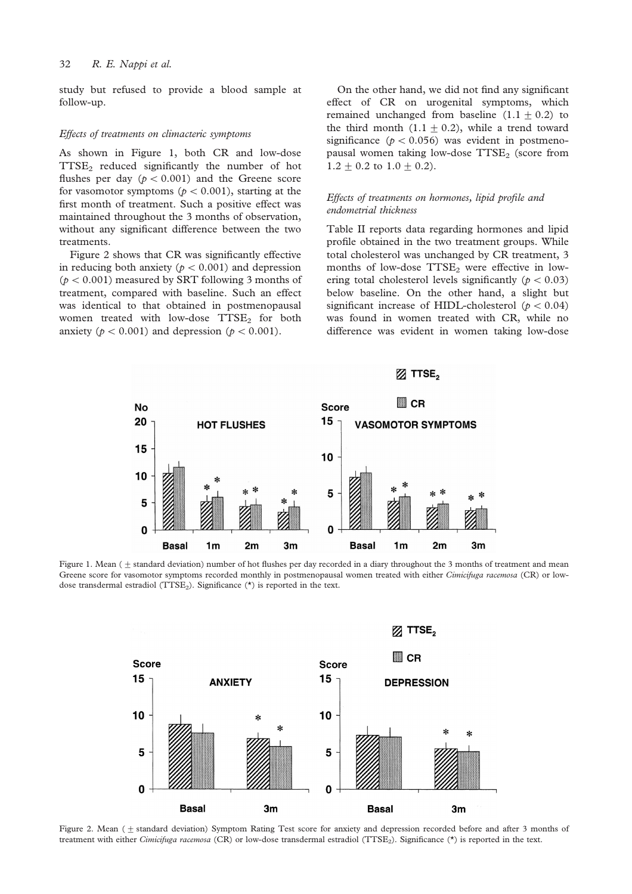study but refused to provide a blood sample at follow-up.

### *Effects of treatments on climacteric symptoms*

As shown in Figure 1, both CR and low-dose $TTSE_2$ reduced significantly the number of hot flushes per day ($p < 0.001$) and the Greene score for vasomotor symptoms ($p < 0.001$), starting at the first month of treatment. Such a positive effect was maintained throughout the 3 months of observation, without any significant difference between the two treatments.

Figure 2 shows that CR was significantly effective in reducing both anxiety ($p < 0.001$) and depression ($p < 0.001$) measured by SRT following 3 months of treatment, compared with baseline. Such an effect was identical to that obtained in postmenopausal women treated with low-dose $TTSE_2$ for both anxiety ($p < 0.001$) and depression ($p < 0.001$).

On the other hand, we did not find any significant effect of CR on urogenital symptoms, which remained unchanged from baseline ($1.1 \pm 0.2$) to the third month ($1.1 \pm 0.2$), while a trend toward significance ($p < 0.056$) was evident in postmenopausal women taking low-dose $TTSE_2$ (score from $1.2 \pm 0.2$ to $1.0 \pm 0.2$).

### *Effects of treatments on hormones, lipid profile and endometrial thickness*

Table II reports data regarding hormones and lipid profile obtained in the two treatment groups. While total cholesterol was unchanged by CR treatment, 3 months of low-dose $TTSE_2$ were effective in lowering total cholesterol levels significantly ($p < 0.03$) below baseline. On the other hand, a slight but significant increase of HIDL-cholesterol ($p < 0.04$) was found in women treated with CR, while no difference was evident in women taking low-dose

Figure 1. Mean ( ± standard deviation) number of hot flushes per day recorded in a diary throughout the 3 months of treatment and mean Greene score for vasomotor symptoms recorded monthly in postmenopausal women treated with either *Cimicifuga racemosa* (CR) or low-dose transdermal estradiol ($TTSE_2$). Significance (*) is reported in the text.

Figure 2. Mean ( ± standard deviation) Symptom Rating Test score for anxiety and depression recorded before and after 3 months of treatment with either *Cimicifuga racemosa* (CR) or low-dose transdermal estradiol ($TTSE_2$). Significance (*) is reported in the text.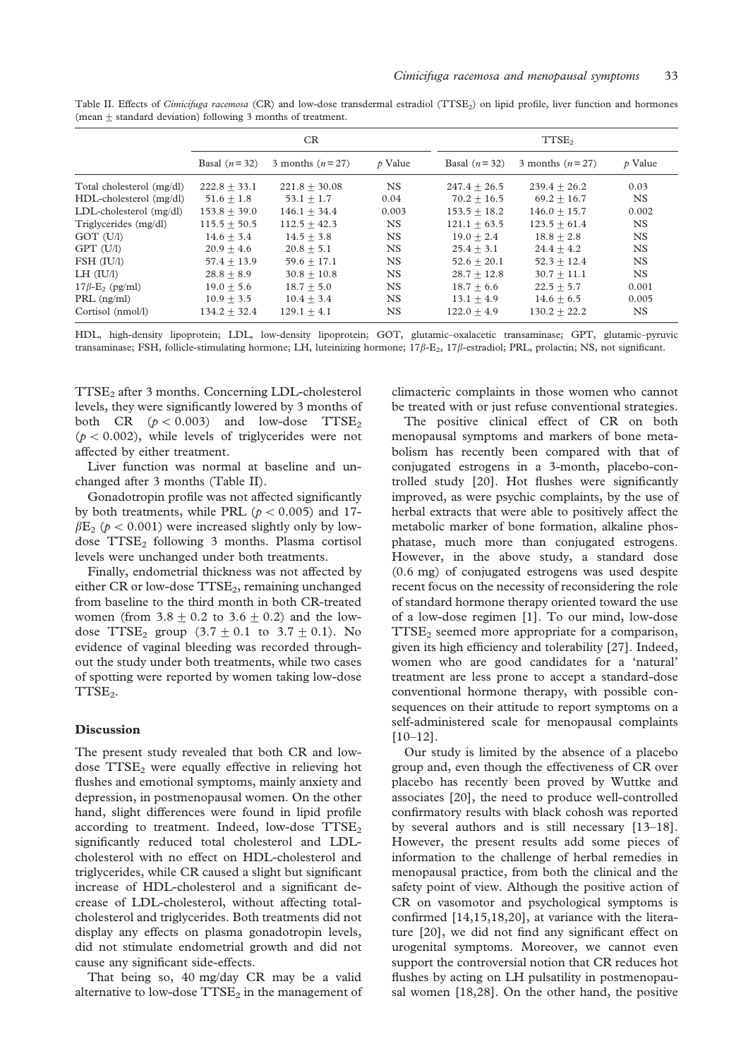Table II. Effects of *Cimicifuga racemosa* (CR) and low-dose transdermal estradiol ($TTSE_2$) on lipid profile, liver function and hormones (mean $\pm$ standard deviation) following 3 months of treatment.

| | CR | | | $TTSE_2$ | | |
|---|---|---|---|---|---|---|
| | Basal ($n = 32$) | 3 months ($n = 27$) | $p$ Value | Basal ($n = 32$) | 3 months ($n = 27$) | $p$ Value |
| Total cholesterol (mg/dl) | $222.8 \pm 33.1$ | $221.8 \pm 30.08$ | NS | $247.4 \pm 26.5$ | $239.4 \pm 26.2$ | 0.03 |
| HDL-cholesterol (mg/dl) | $51.6 \pm 1.8$ | $53.1 \pm 1.7$ | 0.04 | $70.2 \pm 16.5$ | $69.2 \pm 16.7$ | NS |
| LDL-cholesterol (mg/dl) | $153.8 \pm 39.0$ | $146.1 \pm 34.4$ | 0.003 | $153.5 \pm 18.2$ | $146.0 \pm 15.7$ | 0.002 |
| Triglycerides (mg/dl) | $115.5 \pm 50.5$ | $112.5 \pm 42.3$ | NS | $121.1 \pm 63.5$ | $123.5 \pm 61.4$ | NS |
| GOT (U/l) | $14.6 \pm 3.4$ | $14.5 \pm 3.8$ | NS | $19.0 \pm 2.4$ | $18.8 \pm 2.8$ | NS |
| GPT (U/l) | $20.9 \pm 4.6$ | $20.8 \pm 5.1$ | NS | $25.4 \pm 3.1$ | $24.4 \pm 4.2$ | NS |
| FSH (IU/l) | $57.4 \pm 13.9$ | $59.6 \pm 17.1$ | NS | $52.6 \pm 20.1$ | $52.3 \pm 12.4$ | NS |
| LH (IU/l) | $28.8 \pm 8.9$ | $30.8 \pm 10.8$ | NS | $28.7 \pm 12.8$ | $30.7 \pm 11.1$ | NS |
| $17\beta$-$E_2$ (pg/ml) | $19.0 \pm 5.6$ | $18.7 \pm 5.0$ | NS | $18.7 \pm 6.6$ | $22.5 \pm 5.7$ | 0.001 |
| PRL (ng/ml) | $10.9 \pm 3.5$ | $10.4 \pm 3.4$ | NS | $13.1 \pm 4.9$ | $14.6 \pm 6.5$ | 0.005 |
| Cortisol (nmol/l) | $134.2 \pm 32.4$ | $129.1 \pm 4.1$ | NS | $122.0 \pm 4.9$ | $130.2 \pm 22.2$ | NS |

HDL, high-density lipoprotein; LDL, low-density lipoprotein; GOT, glutamic–oxalacetic transaminase; GPT, glutamic–pyruvic transaminase; FSH, follicle-stimulating hormone; LH, luteinizing hormone; $17\beta$-$E_2$, $17\beta$-estradiol; PRL, prolactin; NS, not significant.

$TTSE_2$ after 3 months. Concerning LDL-cholesterol levels, they were significantly lowered by 3 months of both CR ($p < 0.003$) and low-dose $TTSE_2$ ($p < 0.002$), while levels of triglycerides were not affected by either treatment.

Liver function was normal at baseline and unchanged after 3 months (Table II).

Gonadotropin profile was not affected significantly by both treatments, while PRL ($p < 0.005$) and 17-$\beta E_2$ ($p < 0.001$) were increased slightly only by low-dose $TTSE_2$ following 3 months. Plasma cortisol levels were unchanged under both treatments.

Finally, endometrial thickness was not affected by either CR or low-dose $TTSE_2$, remaining unchanged from baseline to the third month in both CR-treated women (from $3.8 \pm 0.2$ to $3.6 \pm 0.2$) and the low-dose $TTSE_2$ group ($3.7 \pm 0.1$ to $3.7 \pm 0.1$). No evidence of vaginal bleeding was recorded throughout the study under both treatments, while two cases of spotting were reported by women taking low-dose $TTSE_2$.

## Discussion

The present study revealed that both CR and low-dose $TTSE_2$ were equally effective in relieving hot flushes and emotional symptoms, mainly anxiety and depression, in postmenopausal women. On the other hand, slight differences were found in lipid profile according to treatment. Indeed, low-dose $TTSE_2$ significantly reduced total cholesterol and LDL-cholesterol with no effect on HDL-cholesterol and triglycerides, while CR caused a slight but significant increase of HDL-cholesterol and a significant decrease of LDL-cholesterol, without affecting total-cholesterol and triglycerides. Both treatments did not display any effects on plasma gonadotropin levels, did not stimulate endometrial growth and did not cause any significant side-effects.

That being so, 40 mg/day CR may be a valid alternative to low-dose $TTSE_2$ in the management of climacteric complaints in those women who cannot be treated with or just refuse conventional strategies.

The positive clinical effect of CR on both menopausal symptoms and markers of bone metabolism has recently been compared with that of conjugated estrogens in a 3-month, placebo-controlled study [20]. Hot flushes were significantly improved, as were psychic complaints, by the use of herbal extracts that were able to positively affect the metabolic marker of bone formation, alkaline phosphatase, much more than conjugated estrogens. However, in the above study, a standard dose (0.6 mg) of conjugated estrogens was used despite recent focus on the necessity of reconsidering the role of standard hormone therapy oriented toward the use of a low-dose regimen [1]. To our mind, low-dose $TTSE_2$ seemed more appropriate for a comparison, given its high efficiency and tolerability [27]. Indeed, women who are good candidates for a 'natural' treatment are less prone to accept a standard-dose conventional hormone therapy, with possible consequences on their attitude to report symptoms on a self-administered scale for menopausal complaints [10–12].

Our study is limited by the absence of a placebo group and, even though the effectiveness of CR over placebo has recently been proved by Wuttke and associates [20], the need to produce well-controlled confirmatory results with black cohosh was reported by several authors and is still necessary [13–18]. However, the present results add some pieces of information to the challenge of herbal remedies in menopausal practice, from both the clinical and the safety point of view. Although the positive action of CR on vasomotor and psychological symptoms is confirmed [14,15,18,20], at variance with the literature [20], we did not find any significant effect on urogenital symptoms. Moreover, we cannot even support the controversial notion that CR reduces hot flushes by acting on LH pulsatility in postmenopausal women [18,28]. On the other hand, the positive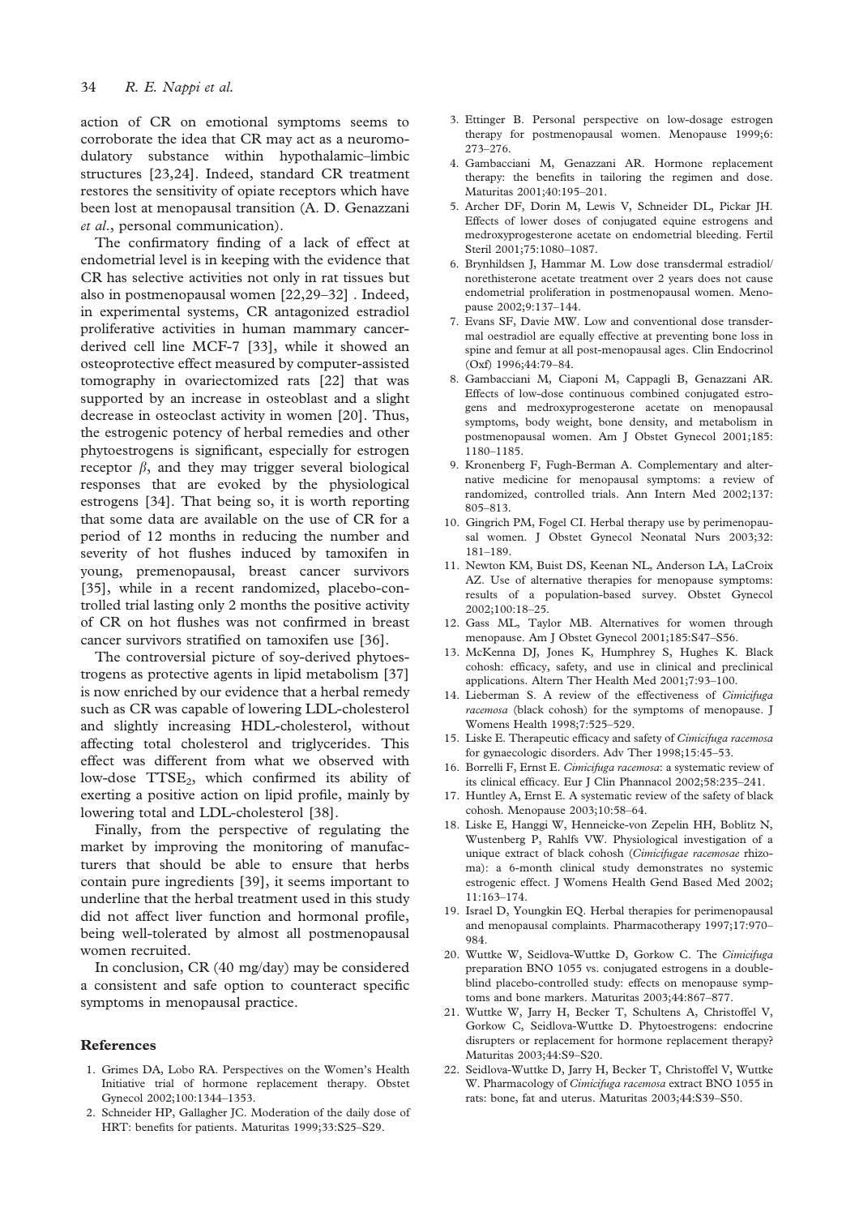action of CR on emotional symptoms seems to corroborate the idea that CR may act as a neuromodulatory substance within hypothalamic–limbic structures [23,24]. Indeed, standard CR treatment restores the sensitivity of opiate receptors which have been lost at menopausal transition (A. D. Genazzani *et al.*, personal communication).

The confirmatory finding of a lack of effect at endometrial level is in keeping with the evidence that CR has selective activities not only in rat tissues but also in postmenopausal women [22,29–32] . Indeed, in experimental systems, CR antagonized estradiol proliferative activities in human mammary cancer-derived cell line MCF-7 [33], while it showed an osteoprotective effect measured by computer-assisted tomography in ovariectomized rats [22] that was supported by an increase in osteoblast and a slight decrease in osteoclast activity in women [20]. Thus, the estrogenic potency of herbal remedies and other phytoestrogens is significant, especially for estrogen receptor $\beta$, and they may trigger several biological responses that are evoked by the physiological estrogens [34]. That being so, it is worth reporting that some data are available on the use of CR for a period of 12 months in reducing the number and severity of hot flushes induced by tamoxifen in young, premenopausal, breast cancer survivors [35], while in a recent randomized, placebo-controlled trial lasting only 2 months the positive activity of CR on hot flushes was not confirmed in breast cancer survivors stratified on tamoxifen use [36].

The controversial picture of soy-derived phytoestrogens as protective agents in lipid metabolism [37] is now enriched by our evidence that a herbal remedy such as CR was capable of lowering LDL-cholesterol and slightly increasing HDL-cholesterol, without affecting total cholesterol and triglycerides. This effect was different from what we observed with low-dose $TTSE_2$, which confirmed its ability of exerting a positive action on lipid profile, mainly by lowering total and LDL-cholesterol [38].

Finally, from the perspective of regulating the market by improving the monitoring of manufacturers that should be able to ensure that herbs contain pure ingredients [39], it seems important to underline that the herbal treatment used in this study did not affect liver function and hormonal profile, being well-tolerated by almost all postmenopausal women recruited.

In conclusion, CR (40 mg/day) may be considered a consistent and safe option to counteract specific symptoms in menopausal practice.

## References

1. Grimes DA, Lobo RA. Perspectives on the Women's Health Initiative trial of hormone replacement therapy. Obstet Gynecol 2002;100:1344–1353.
2. Schneider HP, Gallagher JC. Moderation of the daily dose of HRT: benefits for patients. Maturitas 1999;33:S25–S29.
3. Ettinger B. Personal perspective on low-dosage estrogen therapy for postmenopausal women. Menopause 1999;6: 273–276.
4. Gambacciani M, Genazzani AR. Hormone replacement therapy: the benefits in tailoring the regimen and dose. Maturitas 2001;40:195–201.
5. Archer DF, Dorin M, Lewis V, Schneider DL, Pickar JH. Effects of lower doses of conjugated equine estrogens and medroxyprogesterone acetate on endometrial bleeding. Fertil Steril 2001;75:1080–1087.
6. Brynhildsen J, Hammar M. Low dose transdermal estradiol/ norethisterone acetate treatment over 2 years does not cause endometrial proliferation in postmenopausal women. Menopause 2002;9:137–144.
7. Evans SF, Davie MW. Low and conventional dose transdermal oestradiol are equally effective at preventing bone loss in spine and femur at all post-menopausal ages. Clin Endocrinol (Oxf) 1996;44:79–84.
8. Gambacciani M, Ciaponi M, Cappagli B, Genazzani AR. Effects of low-dose continuous combined conjugated estrogens and medroxyprogesterone acetate on menopausal symptoms, body weight, bone density, and metabolism in postmenopausal women. Am J Obstet Gynecol 2001;185: 1180–1185.
9. Kronenberg F, Fugh-Berman A. Complementary and alternative medicine for menopausal symptoms: a review of randomized, controlled trials. Ann Intern Med 2002;137: 805–813.
10. Gingrich PM, Fogel CI. Herbal therapy use by perimenopausal women. J Obstet Gynecol Neonatal Nurs 2003;32: 181–189.
11. Newton KM, Buist DS, Keenan NL, Anderson LA, LaCroix AZ. Use of alternative therapies for menopause symptoms: results of a population-based survey. Obstet Gynecol 2002;100:18–25.
12. Gass ML, Taylor MB. Alternatives for women through menopause. Am J Obstet Gynecol 2001;185:S47–S56.
13. McKenna DJ, Jones K, Humphrey S, Hughes K. Black cohosh: efficacy, safety, and use in clinical and preclinical applications. Altern Ther Health Med 2001;7:93–100.
14. Lieberman S. A review of the effectiveness of *Cimicifuga racemosa* (black cohosh) for the symptoms of menopause. J Womens Health 1998;7:525–529.
15. Liske E. Therapeutic efficacy and safety of *Cimicifuga racemosa* for gynaecologic disorders. Adv Ther 1998;15:45–53.
16. Borrelli F, Ernst E. *Cimicifuga racemosa*: a systematic review of its clinical efficacy. Eur J Clin Phannacol 2002;58:235–241.
17. Huntley A, Ernst E. A systematic review of the safety of black cohosh. Menopause 2003;10:58–64.
18. Liske E, Hanggi W, Henneicke-von Zepelin HH, Boblitz N, Wustenberg P, Rahlfs VW. Physiological investigation of a unique extract of black cohosh (*Cimicifugae racemosae* rhizoma): a 6-month clinical study demonstrates no systemic estrogenic effect. J Womens Health Gend Based Med 2002; 11:163–174.
19. Israel D, Youngkin EQ. Herbal therapies for perimenopausal and menopausal complaints. Pharmacotherapy 1997;17:970–984.
20. Wuttke W, Seidlova-Wuttke D, Gorkow C. The *Cimicifuga* preparation BNO 1055 vs. conjugated estrogens in a double-blind placebo-controlled study: effects on menopause symptoms and bone markers. Maturitas 2003;44:867–877.
21. Wuttke W, Jarry H, Becker T, Schultens A, Christoffel V, Gorkow C, Seidlova-Wuttke D. Phytoestrogens: endocrine disrupters or replacement for hormone replacement therapy? Maturitas 2003;44:S9–S20.
22. Seidlova-Wuttke D, Jarry H, Becker T, Christoffel V, Wuttke W. Pharmacology of *Cimicifuga racemosa* extract BNO 1055 in rats: bone, fat and uterus. Maturitas 2003;44:S39–S50.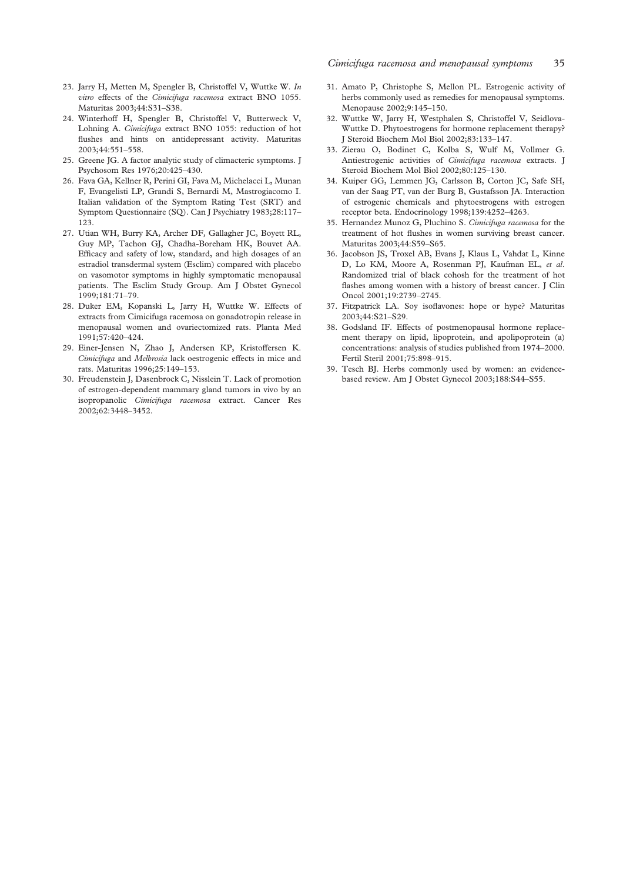23. Jarry H, Metten M, Spengler B, Christoffel V, Wuttke W. *In vitro* effects of the *Cimicifuga racemosa* extract BNO 1055. Maturitas 2003;44:S31–S38.
24. Winterhoff H, Spengler B, Christoffel V, Butterweck V, Lohning A. *Cimicifuga* extract BNO 1055: reduction of hot flushes and hints on antidepressant activity. Maturitas 2003;44:551–558.
25. Greene JG. A factor analytic study of climacteric symptoms. J Psychosom Res 1976;20:425–430.
26. Fava GA, Kellner R, Perini GI, Fava M, Michelacci L, Munan F, Evangelisti LP, Grandi S, Bernardi M, Mastrogiacomo I. Italian validation of the Symptom Rating Test (SRT) and Symptom Questionnaire (SQ). Can J Psychiatry 1983;28:117–123.
27. Utian WH, Burry KA, Archer DF, Gallagher JC, Boyett RL, Guy MP, Tachon GJ, Chadha-Boreham HK, Bouvet AA. Efficacy and safety of low, standard, and high dosages of an estradiol transdermal system (Esclim) compared with placebo on vasomotor symptoms in highly symptomatic menopausal patients. The Esclim Study Group. Am J Obstet Gynecol 1999;181:71–79.
28. Duker EM, Kopanski L, Jarry H, Wuttke W. Effects of extracts from Cimicifuga racemosa on gonadotropin release in menopausal women and ovariectomized rats. Planta Med 1991;57:420–424.
29. Einer-Jensen N, Zhao J, Andersen KP, Kristoffersen K. *Cimicifuga* and *Melbrosia* lack oestrogenic effects in mice and rats. Maturitas 1996;25:149–153.
30. Freudenstein J, Dasenbrock C, Nisslein T. Lack of promotion of estrogen-dependent mammary gland tumors in vivo by an isopropanolic *Cimicifuga racemosa* extract. Cancer Res 2002;62:3448–3452.
31. Amato P, Christophe S, Mellon PL. Estrogenic activity of herbs commonly used as remedies for menopausal symptoms. Menopause 2002;9:145–150.
32. Wuttke W, Jarry H, Westphalen S, Christoffel V, Seidlova-Wuttke D. Phytoestrogens for hormone replacement therapy? J Steroid Biochem Mol Biol 2002;83:133–147.
33. Zierau O, Bodinet C, Kolba S, Wulf M, Vollmer G. Antiestrogenic activities of *Cimicifuga racemosa* extracts. J Steroid Biochem Mol Biol 2002;80:125–130.
34. Kuiper GG, Lemmen JG, Carlsson B, Corton JC, Safe SH, van der Saag PT, van der Burg B, Gustafsson JA. Interaction of estrogenic chemicals and phytoestrogens with estrogen receptor beta. Endocrinology 1998;139:4252–4263.
35. Hernandez Munoz G, Pluchino S. *Cimicifuga racemosa* for the treatment of hot flushes in women surviving breast cancer. Maturitas 2003;44:S59–S65.
36. Jacobson JS, Troxel AB, Evans J, Klaus L, Vahdat L, Kinne D, Lo KM, Moore A, Rosenman PJ, Kaufman EL, *et al*. Randomized trial of black cohosh for the treatment of hot flashes among women with a history of breast cancer. J Clin Oncol 2001;19:2739–2745.
37. Fitzpatrick LA. Soy isoflavones: hope or hype? Maturitas 2003;44:S21–S29.
38. Godsland IF. Effects of postmenopausal hormone replacement therapy on lipid, lipoprotein, and apolipoprotein (a) concentrations: analysis of studies published from 1974–2000. Fertil Steril 2001;75:898–915.
39. Tesch BJ. Herbs commonly used by women: an evidence-based review. Am J Obstet Gynecol 2003;188:S44–S55.